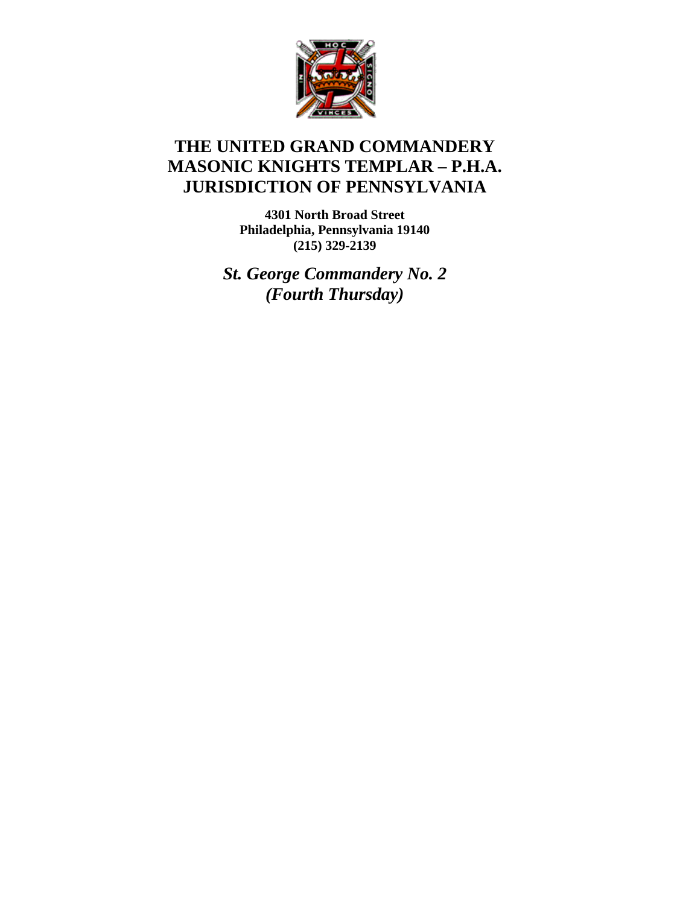# THE UNITED GRAND COMMANDERY MASONIC KNIGHTS TEMPLAR – P.H.A. JURISDICTION OF PENNSYLVANIA

**4301 North Broad Street**
**Philadelphia, Pennsylvania 19140**
**(215) 329-2139**

***St. George Commandery No. 2***
***(Fourth Thursday)***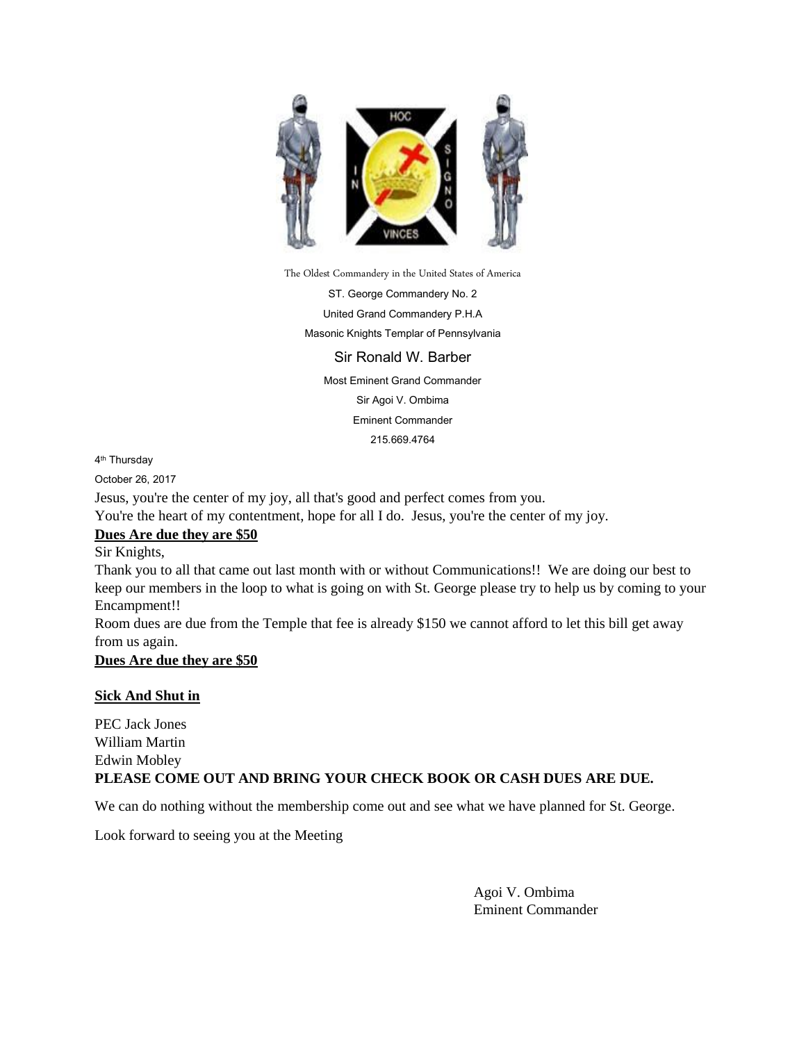The Oldest Commandery in the United States of America

ST. George Commandery No. 2

United Grand Commandery P.H.A

Masonic Knights Templar of Pennsylvania

Sir Ronald W. Barber

Most Eminent Grand Commander

Sir Agoi V. Ombima

Eminent Commander

215.669.4764

4th Thursday

October 26, 2017

Jesus, you're the center of my joy, all that's good and perfect comes from you.
You're the heart of my contentment, hope for all I do. Jesus, you're the center of my joy.

**Dues Are due they are $50**

Sir Knights,

Thank you to all that came out last month with or without Communications!! We are doing our best to keep our members in the loop to what is going on with St. George please try to help us by coming to your Encampment!!

Room dues are due from the Temple that fee is already $150 we cannot afford to let this bill get away from us again.

**Dues Are due they are $50**

**Sick And Shut in**

PEC Jack Jones
William Martin
Edwin Mobley

**PLEASE COME OUT AND BRING YOUR CHECK BOOK OR CASH DUES ARE DUE.**

We can do nothing without the membership come out and see what we have planned for St. George.

Look forward to seeing you at the Meeting

Agoi V. Ombima
Eminent Commander